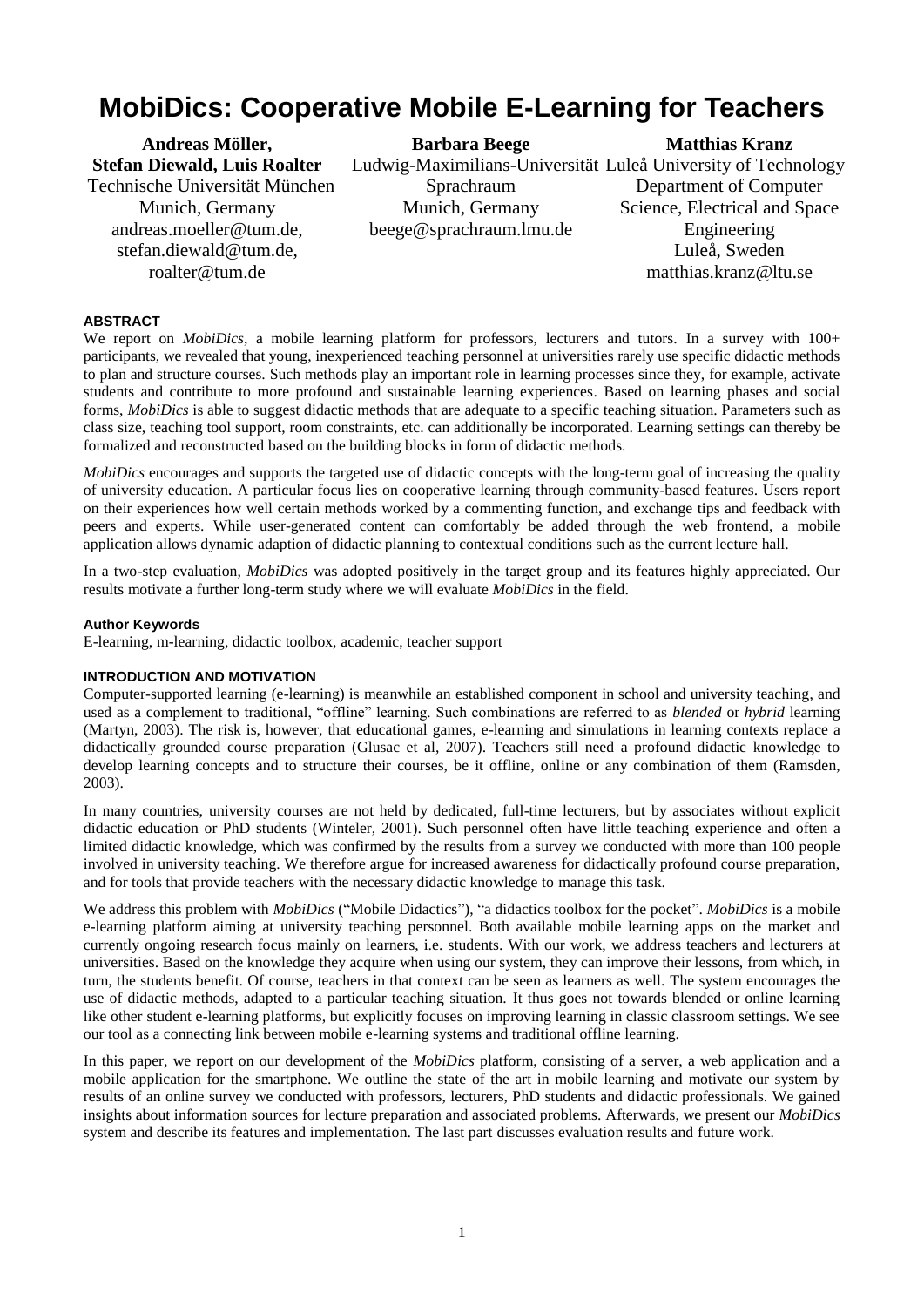# MobiDics: Cooperative Mobile E-Learning for Teachers

**Andreas Möller, Stefan Diewald, Luis Roalter**
Technische Universität München
Munich, Germany
andreas.moeller@tum.de,
stefan.diewald@tum.de,
roalter@tum.de

**Barbara Beege**
Ludwig-Maximilians-Universität
Sprachraum
Munich, Germany
beege@sprachraum.lmu.de

**Matthias Kranz**
Luleå University of Technology
Department of Computer Science, Electrical and Space Engineering
Luleå, Sweden
matthias.kranz@ltu.se

#### ABSTRACT

We report on *MobiDics*, a mobile learning platform for professors, lecturers and tutors. In a survey with 100+ participants, we revealed that young, inexperienced teaching personnel at universities rarely use specific didactic methods to plan and structure courses. Such methods play an important role in learning processes since they, for example, activate students and contribute to more profound and sustainable learning experiences. Based on learning phases and social forms, *MobiDics* is able to suggest didactic methods that are adequate to a specific teaching situation. Parameters such as class size, teaching tool support, room constraints, etc. can additionally be incorporated. Learning settings can thereby be formalized and reconstructed based on the building blocks in form of didactic methods.

*MobiDics* encourages and supports the targeted use of didactic concepts with the long-term goal of increasing the quality of university education. A particular focus lies on cooperative learning through community-based features. Users report on their experiences how well certain methods worked by a commenting function, and exchange tips and feedback with peers and experts. While user-generated content can comfortably be added through the web frontend, a mobile application allows dynamic adaption of didactic planning to contextual conditions such as the current lecture hall.

In a two-step evaluation, *MobiDics* was adopted positively in the target group and its features highly appreciated. Our results motivate a further long-term study where we will evaluate *MobiDics* in the field.

#### Author Keywords

E-learning, m-learning, didactic toolbox, academic, teacher support

#### INTRODUCTION AND MOTIVATION

Computer-supported learning (e-learning) is meanwhile an established component in school and university teaching, and used as a complement to traditional, "offline" learning. Such combinations are referred to as *blended* or *hybrid* learning (Martyn, 2003). The risk is, however, that educational games, e-learning and simulations in learning contexts replace a didactically grounded course preparation (Glusac et al, 2007). Teachers still need a profound didactic knowledge to develop learning concepts and to structure their courses, be it offline, online or any combination of them (Ramsden, 2003).

In many countries, university courses are not held by dedicated, full-time lecturers, but by associates without explicit didactic education or PhD students (Winteler, 2001). Such personnel often have little teaching experience and often a limited didactic knowledge, which was confirmed by the results from a survey we conducted with more than 100 people involved in university teaching. We therefore argue for increased awareness for didactically profound course preparation, and for tools that provide teachers with the necessary didactic knowledge to manage this task.

We address this problem with *MobiDics* ("Mobile Didactics"), "a didactics toolbox for the pocket". *MobiDics* is a mobile e-learning platform aiming at university teaching personnel. Both available mobile learning apps on the market and currently ongoing research focus mainly on learners, i.e. students. With our work, we address teachers and lecturers at universities. Based on the knowledge they acquire when using our system, they can improve their lessons, from which, in turn, the students benefit. Of course, teachers in that context can be seen as learners as well. The system encourages the use of didactic methods, adapted to a particular teaching situation. It thus goes not towards blended or online learning like other student e-learning platforms, but explicitly focuses on improving learning in classic classroom settings. We see our tool as a connecting link between mobile e-learning systems and traditional offline learning.

In this paper, we report on our development of the *MobiDics* platform, consisting of a server, a web application and a mobile application for the smartphone. We outline the state of the art in mobile learning and motivate our system by results of an online survey we conducted with professors, lecturers, PhD students and didactic professionals. We gained insights about information sources for lecture preparation and associated problems. Afterwards, we present our *MobiDics* system and describe its features and implementation. The last part discusses evaluation results and future work.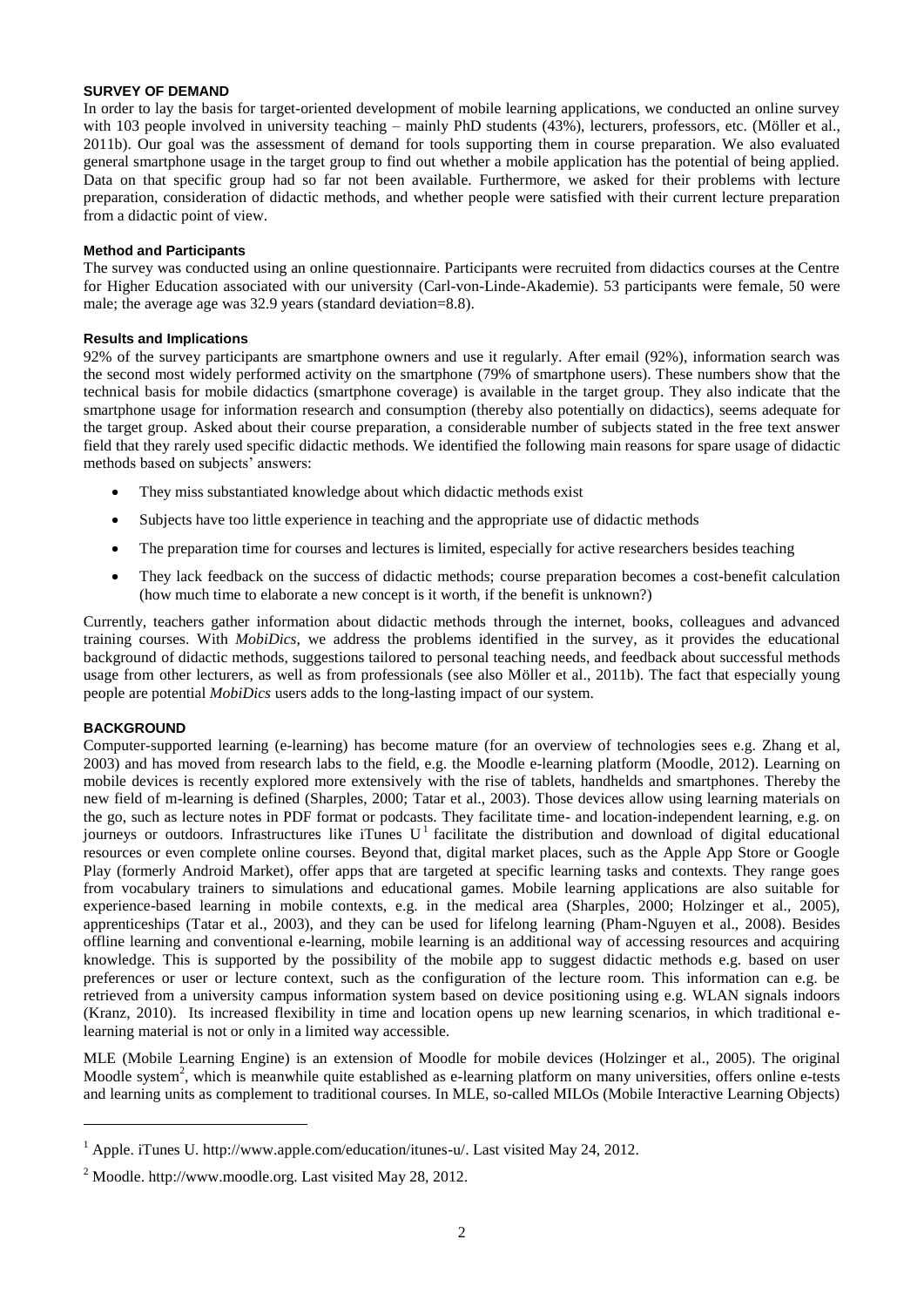## SURVEY OF DEMAND

In order to lay the basis for target-oriented development of mobile learning applications, we conducted an online survey with 103 people involved in university teaching – mainly PhD students (43%), lecturers, professors, etc. (Möller et al., 2011b). Our goal was the assessment of demand for tools supporting them in course preparation. We also evaluated general smartphone usage in the target group to find out whether a mobile application has the potential of being applied. Data on that specific group had so far not been available. Furthermore, we asked for their problems with lecture preparation, consideration of didactic methods, and whether people were satisfied with their current lecture preparation from a didactic point of view.

### Method and Participants

The survey was conducted using an online questionnaire. Participants were recruited from didactics courses at the Centre for Higher Education associated with our university (Carl-von-Linde-Akademie). 53 participants were female, 50 were male; the average age was 32.9 years (standard deviation=8.8).

### Results and Implications

92% of the survey participants are smartphone owners and use it regularly. After email (92%), information search was the second most widely performed activity on the smartphone (79% of smartphone users). These numbers show that the technical basis for mobile didactics (smartphone coverage) is available in the target group. They also indicate that the smartphone usage for information research and consumption (thereby also potentially on didactics), seems adequate for the target group. Asked about their course preparation, a considerable number of subjects stated in the free text answer field that they rarely used specific didactic methods. We identified the following main reasons for spare usage of didactic methods based on subjects' answers:

- They miss substantiated knowledge about which didactic methods exist
- Subjects have too little experience in teaching and the appropriate use of didactic methods
- The preparation time for courses and lectures is limited, especially for active researchers besides teaching
- They lack feedback on the success of didactic methods; course preparation becomes a cost-benefit calculation (how much time to elaborate a new concept is it worth, if the benefit is unknown?)

Currently, teachers gather information about didactic methods through the internet, books, colleagues and advanced training courses. With *MobiDics*, we address the problems identified in the survey, as it provides the educational background of didactic methods, suggestions tailored to personal teaching needs, and feedback about successful methods usage from other lecturers, as well as from professionals (see also Möller et al., 2011b). The fact that especially young people are potential *MobiDics* users adds to the long-lasting impact of our system.

## BACKGROUND

Computer-supported learning (e-learning) has become mature (for an overview of technologies sees e.g. Zhang et al, 2003) and has moved from research labs to the field, e.g. the Moodle e-learning platform (Moodle, 2012). Learning on mobile devices is recently explored more extensively with the rise of tablets, handhelds and smartphones. Thereby the new field of m-learning is defined (Sharples, 2000; Tatar et al., 2003). Those devices allow using learning materials on the go, such as lecture notes in PDF format or podcasts. They facilitate time- and location-independent learning, e.g. on journeys or outdoors. Infrastructures like iTunes U[1] facilitate the distribution and download of digital educational resources or even complete online courses. Beyond that, digital market places, such as the Apple App Store or Google Play (formerly Android Market), offer apps that are targeted at specific learning tasks and contexts. They range goes from vocabulary trainers to simulations and educational games. Mobile learning applications are also suitable for experience-based learning in mobile contexts, e.g. in the medical area (Sharples, 2000; Holzinger et al., 2005), apprenticeships (Tatar et al., 2003), and they can be used for lifelong learning (Pham-Nguyen et al., 2008). Besides offline learning and conventional e-learning, mobile learning is an additional way of accessing resources and acquiring knowledge. This is supported by the possibility of the mobile app to suggest didactic methods e.g. based on user preferences or user or lecture context, such as the configuration of the lecture room. This information can e.g. be retrieved from a university campus information system based on device positioning using e.g. WLAN signals indoors (Kranz, 2010). Its increased flexibility in time and location opens up new learning scenarios, in which traditional e-learning material is not or only in a limited way accessible.

MLE (Mobile Learning Engine) is an extension of Moodle for mobile devices (Holzinger et al., 2005). The original Moodle system[2], which is meanwhile quite established as e-learning platform on many universities, offers online e-tests and learning units as complement to traditional courses. In MLE, so-called MILOs (Mobile Interactive Learning Objects)

---

[1] Apple. iTunes U. http://www.apple.com/education/itunes-u/. Last visited May 24, 2012.

[2] Moodle. http://www.moodle.org. Last visited May 28, 2012.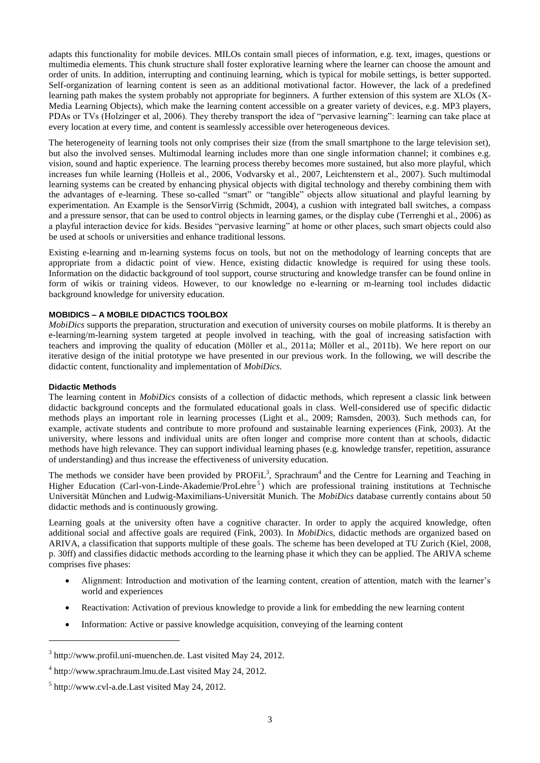adapts this functionality for mobile devices. MILOs contain small pieces of information, e.g. text, images, questions or multimedia elements. This chunk structure shall foster explorative learning where the learner can choose the amount and order of units. In addition, interrupting and continuing learning, which is typical for mobile settings, is better supported. Self-organization of learning content is seen as an additional motivational factor. However, the lack of a predefined learning path makes the system probably not appropriate for beginners. A further extension of this system are XLOs (X-Media Learning Objects), which make the learning content accessible on a greater variety of devices, e.g. MP3 players, PDAs or TVs (Holzinger et al, 2006). They thereby transport the idea of "pervasive learning": learning can take place at every location at every time, and content is seamlessly accessible over heterogeneous devices.

The heterogeneity of learning tools not only comprises their size (from the small smartphone to the large television set), but also the involved senses. Multimodal learning includes more than one single information channel; it combines e.g. vision, sound and haptic experience. The learning process thereby becomes more sustained, but also more playful, which increases fun while learning (Holleis et al., 2006, Vodvarsky et al., 2007, Leichtenstern et al., 2007). Such multimodal learning systems can be created by enhancing physical objects with digital technology and thereby combining them with the advantages of e-learning. These so-called "smart" or "tangible" objects allow situational and playful learning by experimentation. An Example is the SensorVirrig (Schmidt, 2004), a cushion with integrated ball switches, a compass and a pressure sensor, that can be used to control objects in learning games, or the display cube (Terrenghi et al., 2006) as a playful interaction device for kids. Besides "pervasive learning" at home or other places, such smart objects could also be used at schools or universities and enhance traditional lessons.

Existing e-learning and m-learning systems focus on tools, but not on the methodology of learning concepts that are appropriate from a didactic point of view. Hence, existing didactic knowledge is required for using these tools. Information on the didactic background of tool support, course structuring and knowledge transfer can be found online in form of wikis or training videos. However, to our knowledge no e-learning or m-learning tool includes didactic background knowledge for university education.

## MOBIDICS – A MOBILE DIDACTICS TOOLBOX

*MobiDics* supports the preparation, structuration and execution of university courses on mobile platforms. It is thereby an e-learning/m-learning system targeted at people involved in teaching, with the goal of increasing satisfaction with teachers and improving the quality of education (Möller et al., 2011a; Möller et al., 2011b). We here report on our iterative design of the initial prototype we have presented in our previous work. In the following, we will describe the didactic content, functionality and implementation of *MobiDics*.

### Didactic Methods

The learning content in *MobiDics* consists of a collection of didactic methods, which represent a classic link between didactic background concepts and the formulated educational goals in class. Well-considered use of specific didactic methods plays an important role in learning processes (Light et al., 2009; Ramsden, 2003). Such methods can, for example, activate students and contribute to more profound and sustainable learning experiences (Fink, 2003). At the university, where lessons and individual units are often longer and comprise more content than at schools, didactic methods have high relevance. They can support individual learning phases (e.g. knowledge transfer, repetition, assurance of understanding) and thus increase the effectiveness of university education.

The methods we consider have been provided by PROFiL[3], Sprachraum[4] and the Centre for Learning and Teaching in Higher Education (Carl-von-Linde-Akademie/ProLehre[5]) which are professional training institutions at Technische Universität München and Ludwig-Maximilians-Universität Munich. The *MobiDics* database currently contains about 50 didactic methods and is continuously growing.

Learning goals at the university often have a cognitive character. In order to apply the acquired knowledge, often additional social and affective goals are required (Fink, 2003). In *MobiDics*, didactic methods are organized based on ARIVA, a classification that supports multiple of these goals. The scheme has been developed at TU Zurich (Kiel, 2008, p. 30ff) and classifies didactic methods according to the learning phase it which they can be applied. The ARIVA scheme comprises five phases:

- Alignment: Introduction and motivation of the learning content, creation of attention, match with the learner's world and experiences
- Reactivation: Activation of previous knowledge to provide a link for embedding the new learning content
- Information: Active or passive knowledge acquisition, conveying of the learning content

[3] http://www.profil.uni-muenchen.de. Last visited May 24, 2012.

[4] http://www.sprachraum.lmu.de.Last visited May 24, 2012.

[5] http://www.cvl-a.de.Last visited May 24, 2012.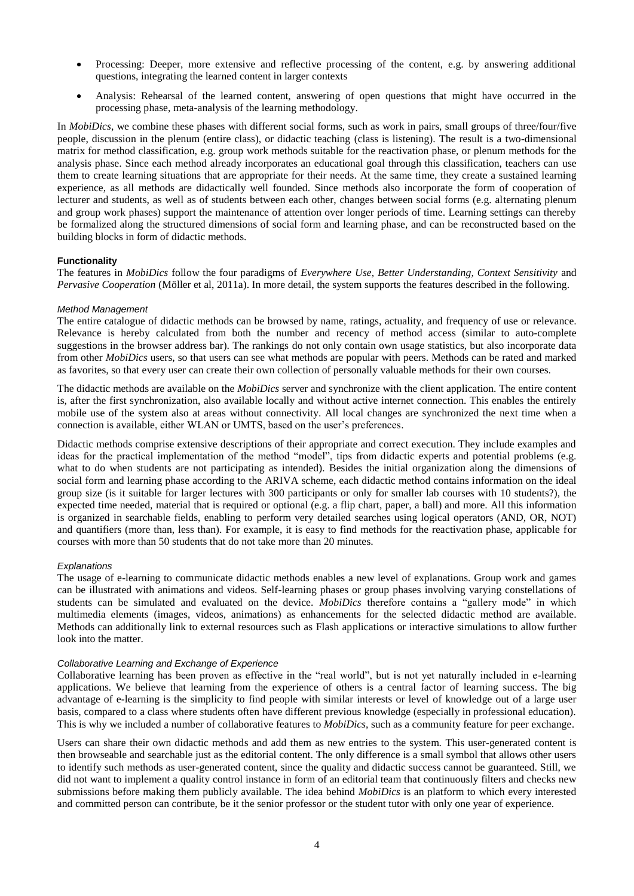- Processing: Deeper, more extensive and reflective processing of the content, e.g. by answering additional questions, integrating the learned content in larger contexts
- Analysis: Rehearsal of the learned content, answering of open questions that might have occurred in the processing phase, meta-analysis of the learning methodology.

In *MobiDics*, we combine these phases with different social forms, such as work in pairs, small groups of three/four/five people, discussion in the plenum (entire class), or didactic teaching (class is listening). The result is a two-dimensional matrix for method classification, e.g. group work methods suitable for the reactivation phase, or plenum methods for the analysis phase. Since each method already incorporates an educational goal through this classification, teachers can use them to create learning situations that are appropriate for their needs. At the same time, they create a sustained learning experience, as all methods are didactically well founded. Since methods also incorporate the form of cooperation of lecturer and students, as well as of students between each other, changes between social forms (e.g. alternating plenum and group work phases) support the maintenance of attention over longer periods of time. Learning settings can thereby be formalized along the structured dimensions of social form and learning phase, and can be reconstructed based on the building blocks in form of didactic methods.

### Functionality

The features in *MobiDics* follow the four paradigms of *Everywhere Use*, *Better Understanding*, *Context Sensitivity* and *Pervasive Cooperation* (Möller et al, 2011a). In more detail, the system supports the features described in the following.

#### *Method Management*

The entire catalogue of didactic methods can be browsed by name, ratings, actuality, and frequency of use or relevance. Relevance is hereby calculated from both the number and recency of method access (similar to auto-complete suggestions in the browser address bar). The rankings do not only contain own usage statistics, but also incorporate data from other *MobiDics* users, so that users can see what methods are popular with peers. Methods can be rated and marked as favorites, so that every user can create their own collection of personally valuable methods for their own courses.

The didactic methods are available on the *MobiDics* server and synchronize with the client application. The entire content is, after the first synchronization, also available locally and without active internet connection. This enables the entirely mobile use of the system also at areas without connectivity. All local changes are synchronized the next time when a connection is available, either WLAN or UMTS, based on the user's preferences.

Didactic methods comprise extensive descriptions of their appropriate and correct execution. They include examples and ideas for the practical implementation of the method "model", tips from didactic experts and potential problems (e.g. what to do when students are not participating as intended). Besides the initial organization along the dimensions of social form and learning phase according to the ARIVA scheme, each didactic method contains information on the ideal group size (is it suitable for larger lectures with 300 participants or only for smaller lab courses with 10 students?), the expected time needed, material that is required or optional (e.g. a flip chart, paper, a ball) and more. All this information is organized in searchable fields, enabling to perform very detailed searches using logical operators (AND, OR, NOT) and quantifiers (more than, less than). For example, it is easy to find methods for the reactivation phase, applicable for courses with more than 50 students that do not take more than 20 minutes.

#### *Explanations*

The usage of e-learning to communicate didactic methods enables a new level of explanations. Group work and games can be illustrated with animations and videos. Self-learning phases or group phases involving varying constellations of students can be simulated and evaluated on the device. *MobiDics* therefore contains a "gallery mode" in which multimedia elements (images, videos, animations) as enhancements for the selected didactic method are available. Methods can additionally link to external resources such as Flash applications or interactive simulations to allow further look into the matter.

#### *Collaborative Learning and Exchange of Experience*

Collaborative learning has been proven as effective in the "real world", but is not yet naturally included in e-learning applications. We believe that learning from the experience of others is a central factor of learning success. The big advantage of e-learning is the simplicity to find people with similar interests or level of knowledge out of a large user basis, compared to a class where students often have different previous knowledge (especially in professional education). This is why we included a number of collaborative features to *MobiDics*, such as a community feature for peer exchange.

Users can share their own didactic methods and add them as new entries to the system. This user-generated content is then browseable and searchable just as the editorial content. The only difference is a small symbol that allows other users to identify such methods as user-generated content, since the quality and didactic success cannot be guaranteed. Still, we did not want to implement a quality control instance in form of an editorial team that continuously filters and checks new submissions before making them publicly available. The idea behind *MobiDics* is an platform to which every interested and committed person can contribute, be it the senior professor or the student tutor with only one year of experience.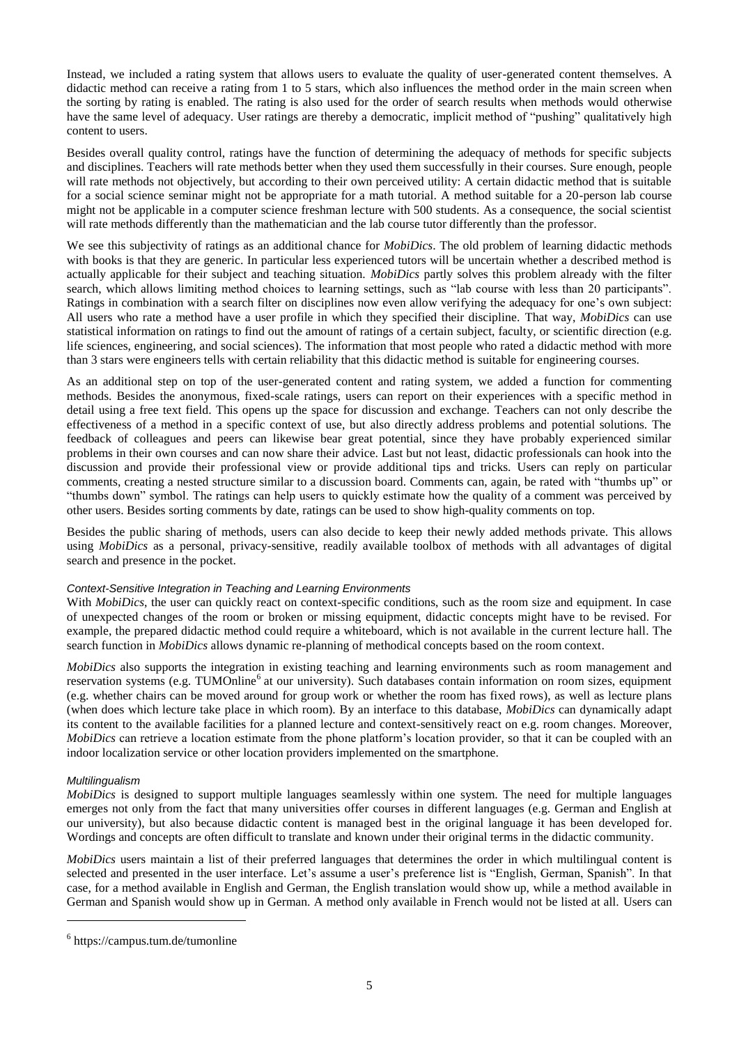Instead, we included a rating system that allows users to evaluate the quality of user-generated content themselves. A didactic method can receive a rating from 1 to 5 stars, which also influences the method order in the main screen when the sorting by rating is enabled. The rating is also used for the order of search results when methods would otherwise have the same level of adequacy. User ratings are thereby a democratic, implicit method of "pushing" qualitatively high content to users.

Besides overall quality control, ratings have the function of determining the adequacy of methods for specific subjects and disciplines. Teachers will rate methods better when they used them successfully in their courses. Sure enough, people will rate methods not objectively, but according to their own perceived utility: A certain didactic method that is suitable for a social science seminar might not be appropriate for a math tutorial. A method suitable for a 20-person lab course might not be applicable in a computer science freshman lecture with 500 students. As a consequence, the social scientist will rate methods differently than the mathematician and the lab course tutor differently than the professor.

We see this subjectivity of ratings as an additional chance for *MobiDics*. The old problem of learning didactic methods with books is that they are generic. In particular less experienced tutors will be uncertain whether a described method is actually applicable for their subject and teaching situation. *MobiDics* partly solves this problem already with the filter search, which allows limiting method choices to learning settings, such as "lab course with less than 20 participants". Ratings in combination with a search filter on disciplines now even allow verifying the adequacy for one's own subject: All users who rate a method have a user profile in which they specified their discipline. That way, *MobiDics* can use statistical information on ratings to find out the amount of ratings of a certain subject, faculty, or scientific direction (e.g. life sciences, engineering, and social sciences). The information that most people who rated a didactic method with more than 3 stars were engineers tells with certain reliability that this didactic method is suitable for engineering courses.

As an additional step on top of the user-generated content and rating system, we added a function for commenting methods. Besides the anonymous, fixed-scale ratings, users can report on their experiences with a specific method in detail using a free text field. This opens up the space for discussion and exchange. Teachers can not only describe the effectiveness of a method in a specific context of use, but also directly address problems and potential solutions. The feedback of colleagues and peers can likewise bear great potential, since they have probably experienced similar problems in their own courses and can now share their advice. Last but not least, didactic professionals can hook into the discussion and provide their professional view or provide additional tips and tricks. Users can reply on particular comments, creating a nested structure similar to a discussion board. Comments can, again, be rated with "thumbs up" or "thumbs down" symbol. The ratings can help users to quickly estimate how the quality of a comment was perceived by other users. Besides sorting comments by date, ratings can be used to show high-quality comments on top.

Besides the public sharing of methods, users can also decide to keep their newly added methods private. This allows using *MobiDics* as a personal, privacy-sensitive, readily available toolbox of methods with all advantages of digital search and presence in the pocket.

#### *Context-Sensitive Integration in Teaching and Learning Environments*

With *MobiDics*, the user can quickly react on context-specific conditions, such as the room size and equipment. In case of unexpected changes of the room or broken or missing equipment, didactic concepts might have to be revised. For example, the prepared didactic method could require a whiteboard, which is not available in the current lecture hall. The search function in *MobiDics* allows dynamic re-planning of methodical concepts based on the room context.

*MobiDics* also supports the integration in existing teaching and learning environments such as room management and reservation systems (e.g. TUMOnline[6] at our university). Such databases contain information on room sizes, equipment (e.g. whether chairs can be moved around for group work or whether the room has fixed rows), as well as lecture plans (when does which lecture take place in which room). By an interface to this database, *MobiDics* can dynamically adapt its content to the available facilities for a planned lecture and context-sensitively react on e.g. room changes. Moreover, *MobiDics* can retrieve a location estimate from the phone platform's location provider, so that it can be coupled with an indoor localization service or other location providers implemented on the smartphone.

#### *Multilingualism*

*MobiDics* is designed to support multiple languages seamlessly within one system. The need for multiple languages emerges not only from the fact that many universities offer courses in different languages (e.g. German and English at our university), but also because didactic content is managed best in the original language it has been developed for. Wordings and concepts are often difficult to translate and known under their original terms in the didactic community.

*MobiDics* users maintain a list of their preferred languages that determines the order in which multilingual content is selected and presented in the user interface. Let's assume a user's preference list is "English, German, Spanish". In that case, for a method available in English and German, the English translation would show up, while a method available in German and Spanish would show up in German. A method only available in French would not be listed at all. Users can

[6] https://campus.tum.de/tumonline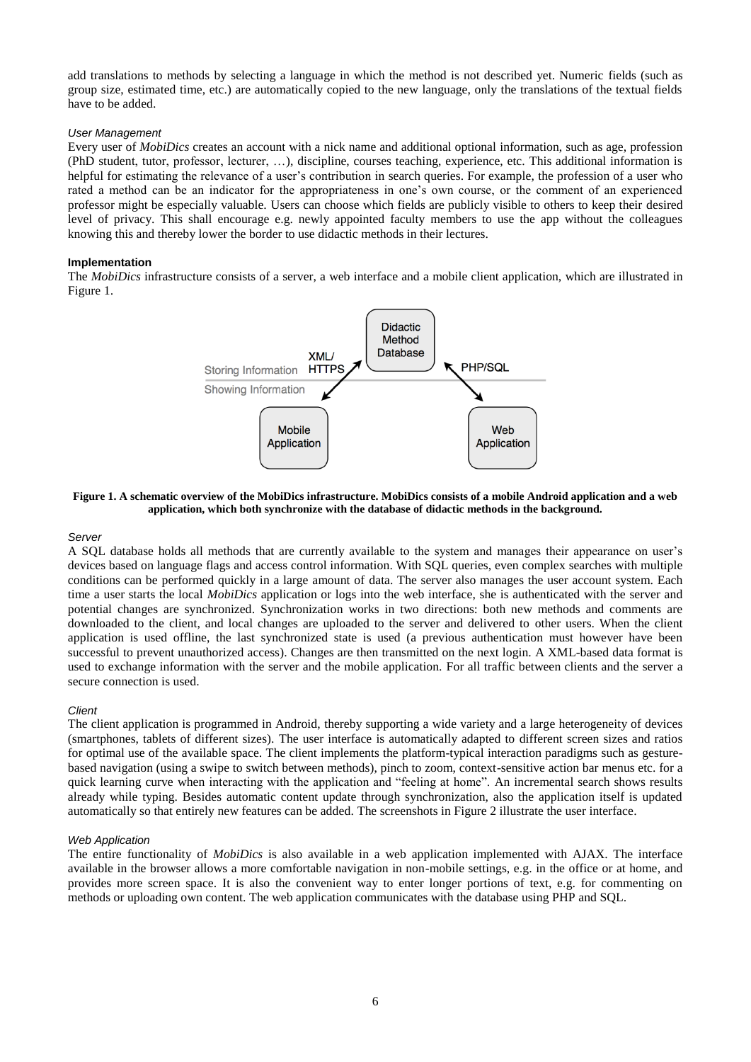add translations to methods by selecting a language in which the method is not described yet. Numeric fields (such as group size, estimated time, etc.) are automatically copied to the new language, only the translations of the textual fields have to be added.

*User Management*

Every user of *MobiDics* creates an account with a nick name and additional optional information, such as age, profession (PhD student, tutor, professor, lecturer, …), discipline, courses teaching, experience, etc. This additional information is helpful for estimating the relevance of a user's contribution in search queries. For example, the profession of a user who rated a method can be an indicator for the appropriateness in one's own course, or the comment of an experienced professor might be especially valuable. Users can choose which fields are publicly visible to others to keep their desired level of privacy. This shall encourage e.g. newly appointed faculty members to use the app without the colleagues knowing this and thereby lower the border to use didactic methods in their lectures.

**Implementation**

The *MobiDics* infrastructure consists of a server, a web interface and a mobile client application, which are illustrated in Figure 1.

Didactic Method Database

XML/ HTTPS

PHP/SQL

Storing Information

Showing Information

Mobile Application

Web Application

**Figure 1. A schematic overview of the MobiDics infrastructure. MobiDics consists of a mobile Android application and a web application, which both synchronize with the database of didactic methods in the background.**

*Server*

A SQL database holds all methods that are currently available to the system and manages their appearance on user's devices based on language flags and access control information. With SQL queries, even complex searches with multiple conditions can be performed quickly in a large amount of data. The server also manages the user account system. Each time a user starts the local *MobiDics* application or logs into the web interface, she is authenticated with the server and potential changes are synchronized. Synchronization works in two directions: both new methods and comments are downloaded to the client, and local changes are uploaded to the server and delivered to other users. When the client application is used offline, the last synchronized state is used (a previous authentication must however have been successful to prevent unauthorized access). Changes are then transmitted on the next login. A XML-based data format is used to exchange information with the server and the mobile application. For all traffic between clients and the server a secure connection is used.

*Client*

The client application is programmed in Android, thereby supporting a wide variety and a large heterogeneity of devices (smartphones, tablets of different sizes). The user interface is automatically adapted to different screen sizes and ratios for optimal use of the available space. The client implements the platform-typical interaction paradigms such as gesture-based navigation (using a swipe to switch between methods), pinch to zoom, context-sensitive action bar menus etc. for a quick learning curve when interacting with the application and "feeling at home". An incremental search shows results already while typing. Besides automatic content update through synchronization, also the application itself is updated automatically so that entirely new features can be added. The screenshots in Figure 2 illustrate the user interface.

*Web Application*

The entire functionality of *MobiDics* is also available in a web application implemented with AJAX. The interface available in the browser allows a more comfortable navigation in non-mobile settings, e.g. in the office or at home, and provides more screen space. It is also the convenient way to enter longer portions of text, e.g. for commenting on methods or uploading own content. The web application communicates with the database using PHP and SQL.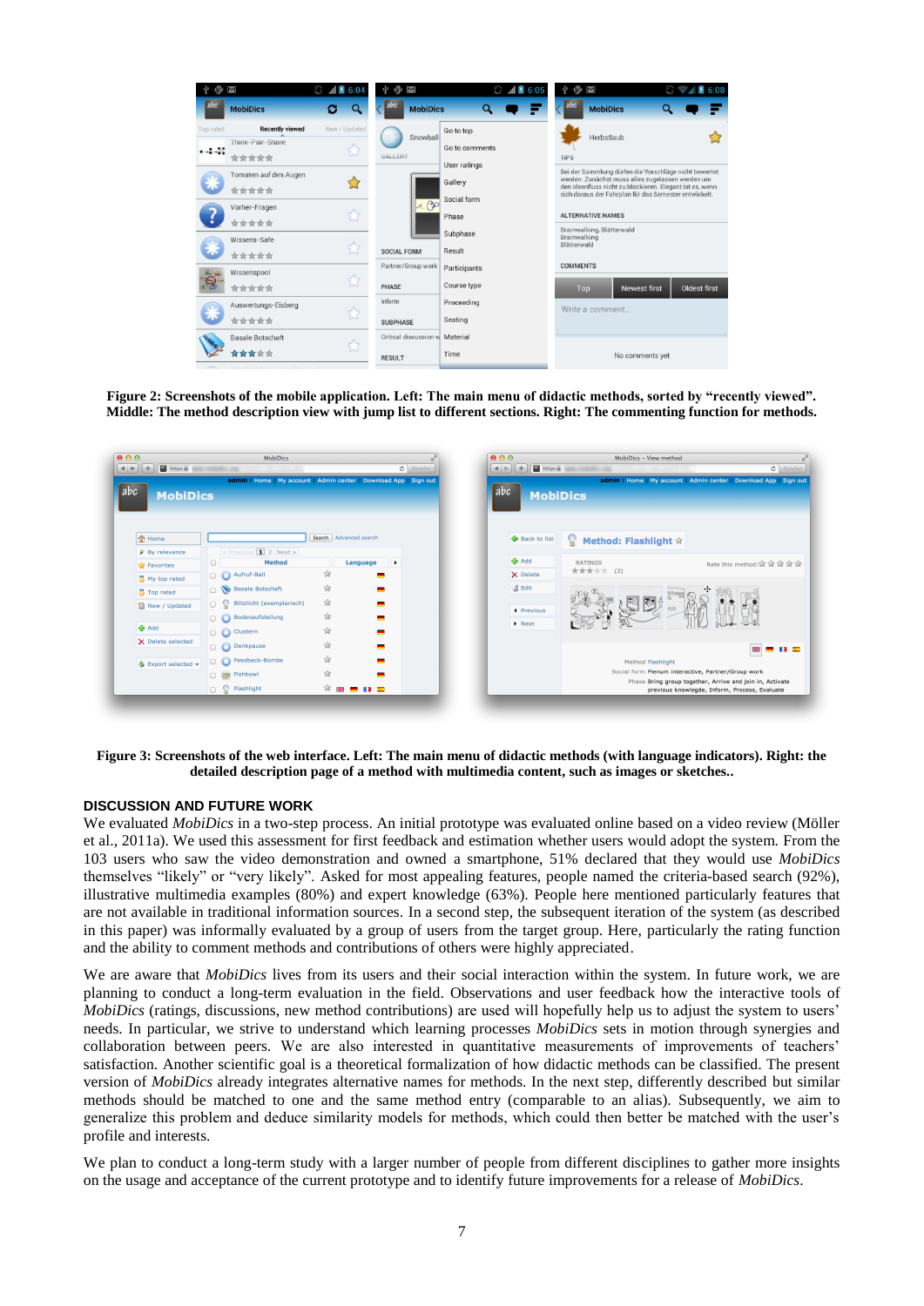**Figure 2: Screenshots of the mobile application. Left: The main menu of didactic methods, sorted by "recently viewed". Middle: The method description view with jump list to different sections. Right: The commenting function for methods.**

**Figure 3: Screenshots of the web interface. Left: The main menu of didactic methods (with language indicators). Right: the detailed description page of a method with multimedia content, such as images or sketches..**

## DISCUSSION AND FUTURE WORK

We evaluated *MobiDics* in a two-step process. An initial prototype was evaluated online based on a video review (Möller et al., 2011a). We used this assessment for first feedback and estimation whether users would adopt the system. From the 103 users who saw the video demonstration and owned a smartphone, 51% declared that they would use *MobiDics* themselves "likely" or "very likely". Asked for most appealing features, people named the criteria-based search (92%), illustrative multimedia examples (80%) and expert knowledge (63%). People here mentioned particularly features that are not available in traditional information sources. In a second step, the subsequent iteration of the system (as described in this paper) was informally evaluated by a group of users from the target group. Here, particularly the rating function and the ability to comment methods and contributions of others were highly appreciated.

We are aware that *MobiDics* lives from its users and their social interaction within the system. In future work, we are planning to conduct a long-term evaluation in the field. Observations and user feedback how the interactive tools of *MobiDics* (ratings, discussions, new method contributions) are used will hopefully help us to adjust the system to users' needs. In particular, we strive to understand which learning processes *MobiDics* sets in motion through synergies and collaboration between peers. We are also interested in quantitative measurements of improvements of teachers' satisfaction. Another scientific goal is a theoretical formalization of how didactic methods can be classified. The present version of *MobiDics* already integrates alternative names for methods. In the next step, differently described but similar methods should be matched to one and the same method entry (comparable to an alias). Subsequently, we aim to generalize this problem and deduce similarity models for methods, which could then better be matched with the user's profile and interests.

We plan to conduct a long-term study with a larger number of people from different disciplines to gather more insights on the usage and acceptance of the current prototype and to identify future improvements for a release of *MobiDics*.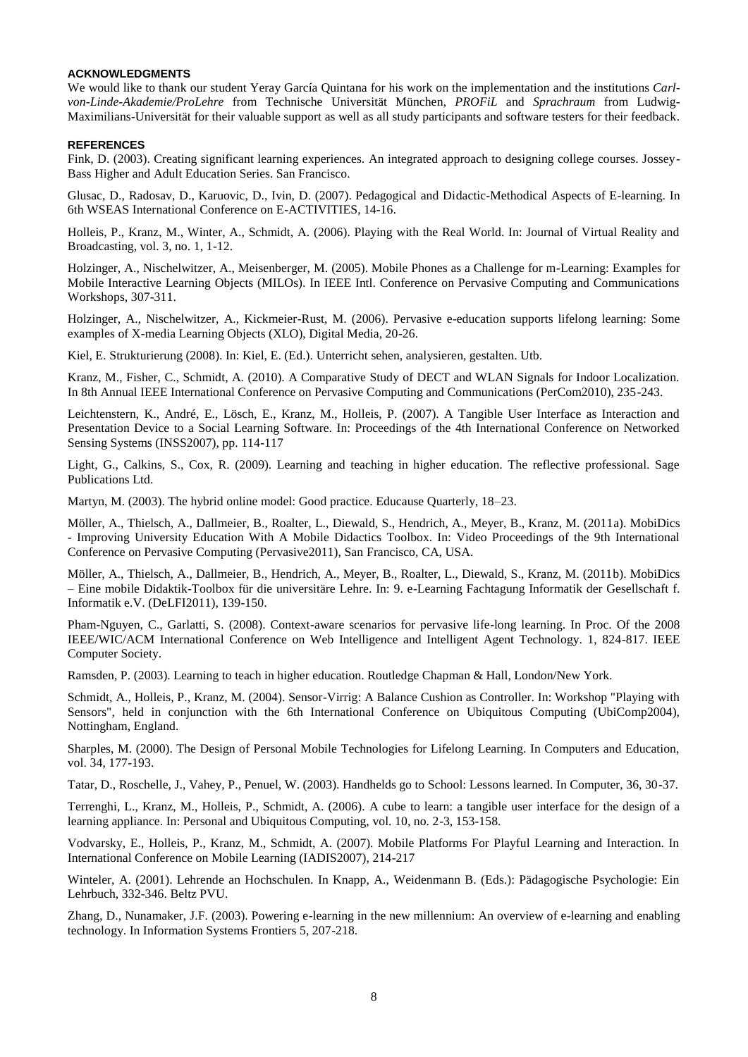## ACKNOWLEDGMENTS

We would like to thank our student Yeray García Quintana for his work on the implementation and the institutions *Carl-von-Linde-Akademie/ProLehre* from Technische Universität München, *PROFiL* and *Sprachraum* from Ludwig-Maximilians-Universität for their valuable support as well as all study participants and software testers for their feedback.

## REFERENCES

Fink, D. (2003). Creating significant learning experiences. An integrated approach to designing college courses. Jossey-Bass Higher and Adult Education Series. San Francisco.

Glusac, D., Radosav, D., Karuovic, D., Ivin, D. (2007). Pedagogical and Didactic-Methodical Aspects of E-learning. In 6th WSEAS International Conference on E-ACTIVITIES, 14-16.

Holleis, P., Kranz, M., Winter, A., Schmidt, A. (2006). Playing with the Real World. In: Journal of Virtual Reality and Broadcasting, vol. 3, no. 1, 1-12.

Holzinger, A., Nischelwitzer, A., Meisenberger, M. (2005). Mobile Phones as a Challenge for m-Learning: Examples for Mobile Interactive Learning Objects (MILOs). In IEEE Intl. Conference on Pervasive Computing and Communications Workshops, 307-311.

Holzinger, A., Nischelwitzer, A., Kickmeier-Rust, M. (2006). Pervasive e-education supports lifelong learning: Some examples of X-media Learning Objects (XLO), Digital Media, 20-26.

Kiel, E. Strukturierung (2008). In: Kiel, E. (Ed.). Unterricht sehen, analysieren, gestalten. Utb.

Kranz, M., Fisher, C., Schmidt, A. (2010). A Comparative Study of DECT and WLAN Signals for Indoor Localization. In 8th Annual IEEE International Conference on Pervasive Computing and Communications (PerCom2010), 235-243.

Leichtenstern, K., André, E., Lösch, E., Kranz, M., Holleis, P. (2007). A Tangible User Interface as Interaction and Presentation Device to a Social Learning Software. In: Proceedings of the 4th International Conference on Networked Sensing Systems (INSS2007), pp. 114-117

Light, G., Calkins, S., Cox, R. (2009). Learning and teaching in higher education. The reflective professional. Sage Publications Ltd.

Martyn, M. (2003). The hybrid online model: Good practice. Educause Quarterly, 18–23.

Möller, A., Thielsch, A., Dallmeier, B., Roalter, L., Diewald, S., Hendrich, A., Meyer, B., Kranz, M. (2011a). MobiDics - Improving University Education With A Mobile Didactics Toolbox. In: Video Proceedings of the 9th International Conference on Pervasive Computing (Pervasive2011), San Francisco, CA, USA.

Möller, A., Thielsch, A., Dallmeier, B., Hendrich, A., Meyer, B., Roalter, L., Diewald, S., Kranz, M. (2011b). MobiDics – Eine mobile Didaktik-Toolbox für die universitäre Lehre. In: 9. e-Learning Fachtagung Informatik der Gesellschaft f. Informatik e.V. (DeLFI2011), 139-150.

Pham-Nguyen, C., Garlatti, S. (2008). Context-aware scenarios for pervasive life-long learning. In Proc. Of the 2008 IEEE/WIC/ACM International Conference on Web Intelligence and Intelligent Agent Technology. 1, 824-817. IEEE Computer Society.

Ramsden, P. (2003). Learning to teach in higher education. Routledge Chapman & Hall, London/New York.

Schmidt, A., Holleis, P., Kranz, M. (2004). Sensor-Virrig: A Balance Cushion as Controller. In: Workshop "Playing with Sensors", held in conjunction with the 6th International Conference on Ubiquitous Computing (UbiComp2004), Nottingham, England.

Sharples, M. (2000). The Design of Personal Mobile Technologies for Lifelong Learning. In Computers and Education, vol. 34, 177-193.

Tatar, D., Roschelle, J., Vahey, P., Penuel, W. (2003). Handhelds go to School: Lessons learned. In Computer, 36, 30-37.

Terrenghi, L., Kranz, M., Holleis, P., Schmidt, A. (2006). A cube to learn: a tangible user interface for the design of a learning appliance. In: Personal and Ubiquitous Computing, vol. 10, no. 2-3, 153-158.

Vodvarsky, E., Holleis, P., Kranz, M., Schmidt, A. (2007). Mobile Platforms For Playful Learning and Interaction. In International Conference on Mobile Learning (IADIS2007), 214-217

Winteler, A. (2001). Lehrende an Hochschulen. In Knapp, A., Weidenmann B. (Eds.): Pädagogische Psychologie: Ein Lehrbuch, 332-346. Beltz PVU.

Zhang, D., Nunamaker, J.F. (2003). Powering e-learning in the new millennium: An overview of e-learning and enabling technology. In Information Systems Frontiers 5, 207-218.